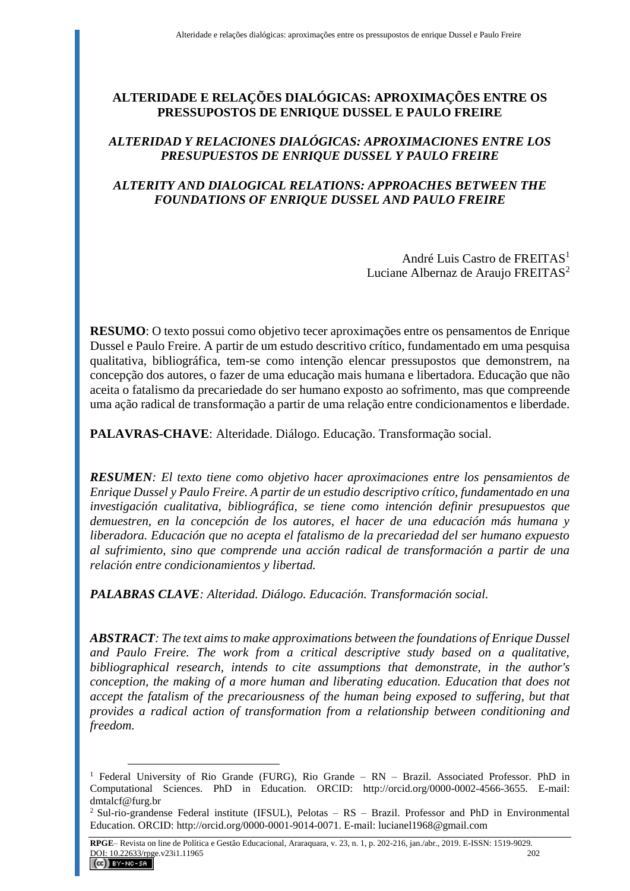# ALTERIDADE E RELAÇÕES DIALÓGICAS: APROXIMAÇÕES ENTRE OS PRESSUPOSTOS DE ENRIQUE DUSSEL E PAULO FREIRE

## *ALTERIDAD Y RELACIONES DIALÓGICAS: APROXIMACIONES ENTRE LOS PRESUPUESTOS DE ENRIQUE DUSSEL Y PAULO FREIRE*

## *ALTERITY AND DIALOGICAL RELATIONS: APPROACHES BETWEEN THE FOUNDATIONS OF ENRIQUE DUSSEL AND PAULO FREIRE*

André Luis Castro de FREITAS[1]
Luciane Albernaz de Araujo FREITAS[2]

**RESUMO**: O texto possui como objetivo tecer aproximações entre os pensamentos de Enrique Dussel e Paulo Freire. A partir de um estudo descritivo crítico, fundamentado em uma pesquisa qualitativa, bibliográfica, tem-se como intenção elencar pressupostos que demonstrem, na concepção dos autores, o fazer de uma educação mais humana e libertadora. Educação que não aceita o fatalismo da precariedade do ser humano exposto ao sofrimento, mas que compreende uma ação radical de transformação a partir de uma relação entre condicionamentos e liberdade.

**PALAVRAS-CHAVE**: Alteridade. Diálogo. Educação. Transformação social.

***RESUMEN***: *El texto tiene como objetivo hacer aproximaciones entre los pensamientos de Enrique Dussel y Paulo Freire. A partir de un estudio descriptivo crítico, fundamentado en una investigación cualitativa, bibliográfica, se tiene como intención definir presupuestos que demuestren, en la concepción de los autores, el hacer de una educación más humana y liberadora. Educación que no acepta el fatalismo de la precariedad del ser humano expuesto al sufrimiento, sino que comprende una acción radical de transformación a partir de una relación entre condicionamientos y libertad.*

***PALABRAS CLAVE***: *Alteridad. Diálogo. Educación. Transformación social.*

***ABSTRACT***: *The text aims to make approximations between the foundations of Enrique Dussel and Paulo Freire. The work from a critical descriptive study based on a qualitative, bibliographical research, intends to cite assumptions that demonstrate, in the author's conception, the making of a more human and liberating education. Education that does not accept the fatalism of the precariousness of the human being exposed to suffering, but that provides a radical action of transformation from a relationship between conditioning and freedom.*

---

[1] Federal University of Rio Grande (FURG), Rio Grande – RN – Brazil. Associated Professor. PhD in Computational Sciences. PhD in Education. ORCID: http://orcid.org/0000-0002-4566-3655. E-mail: dmtalcf@furg.br

[2] Sul-rio-grandense Federal institute (IFSUL), Pelotas – RS – Brazil. Professor and PhD in Environmental Education. ORCID: http://orcid.org/0000-0001-9014-0071. E-mail: lucianel1968@gmail.com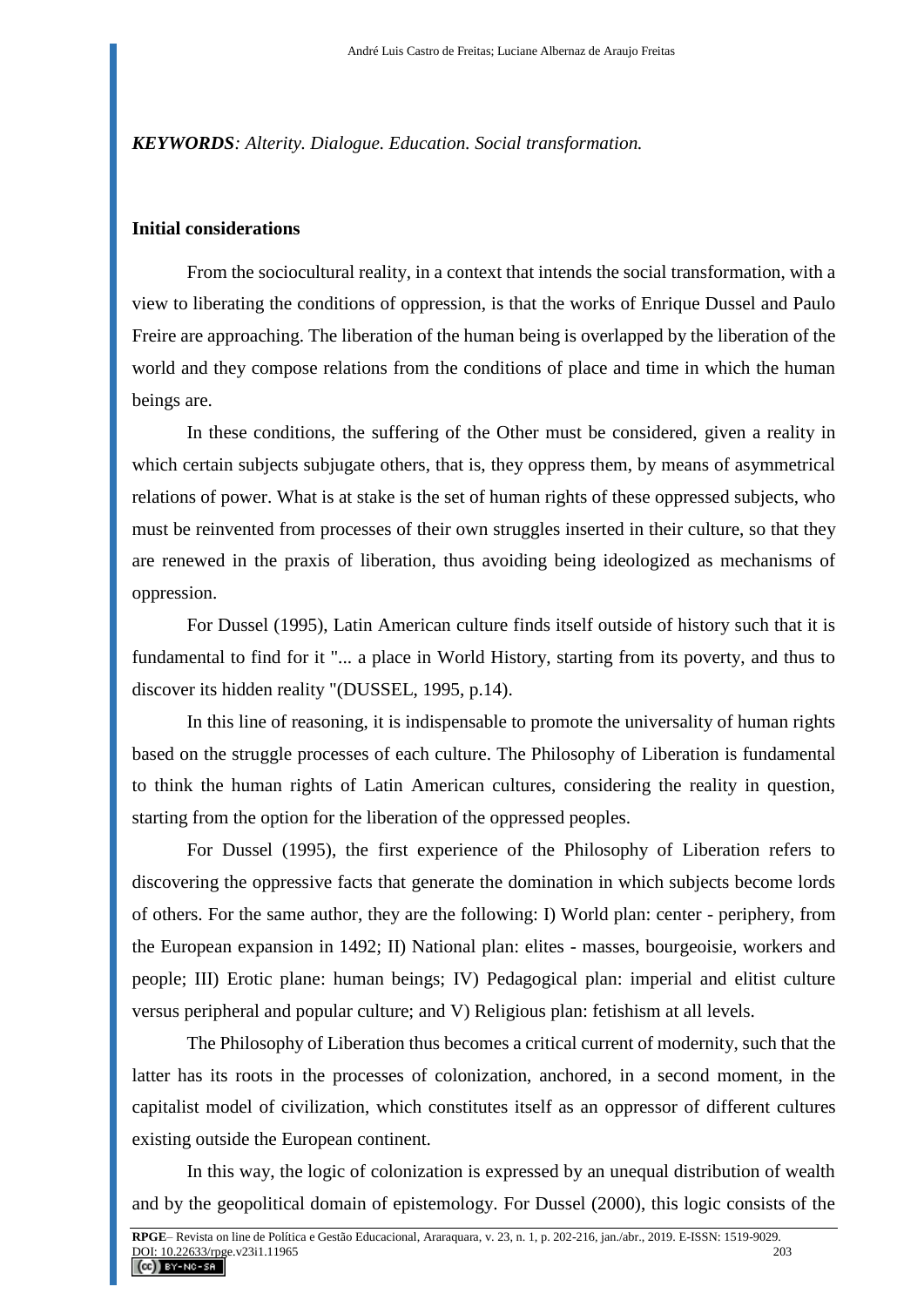***KEYWORDS****: Alterity. Dialogue. Education. Social transformation.*

## Initial considerations

From the sociocultural reality, in a context that intends the social transformation, with a view to liberating the conditions of oppression, is that the works of Enrique Dussel and Paulo Freire are approaching. The liberation of the human being is overlapped by the liberation of the world and they compose relations from the conditions of place and time in which the human beings are.

In these conditions, the suffering of the Other must be considered, given a reality in which certain subjects subjugate others, that is, they oppress them, by means of asymmetrical relations of power. What is at stake is the set of human rights of these oppressed subjects, who must be reinvented from processes of their own struggles inserted in their culture, so that they are renewed in the praxis of liberation, thus avoiding being ideologized as mechanisms of oppression.

For Dussel (1995), Latin American culture finds itself outside of history such that it is fundamental to find for it "... a place in World History, starting from its poverty, and thus to discover its hidden reality "(DUSSEL, 1995, p.14).

In this line of reasoning, it is indispensable to promote the universality of human rights based on the struggle processes of each culture. The Philosophy of Liberation is fundamental to think the human rights of Latin American cultures, considering the reality in question, starting from the option for the liberation of the oppressed peoples.

For Dussel (1995), the first experience of the Philosophy of Liberation refers to discovering the oppressive facts that generate the domination in which subjects become lords of others. For the same author, they are the following: I) World plan: center - periphery, from the European expansion in 1492; II) National plan: elites - masses, bourgeoisie, workers and people; III) Erotic plane: human beings; IV) Pedagogical plan: imperial and elitist culture versus peripheral and popular culture; and V) Religious plan: fetishism at all levels.

The Philosophy of Liberation thus becomes a critical current of modernity, such that the latter has its roots in the processes of colonization, anchored, in a second moment, in the capitalist model of civilization, which constitutes itself as an oppressor of different cultures existing outside the European continent.

In this way, the logic of colonization is expressed by an unequal distribution of wealth and by the geopolitical domain of epistemology. For Dussel (2000), this logic consists of the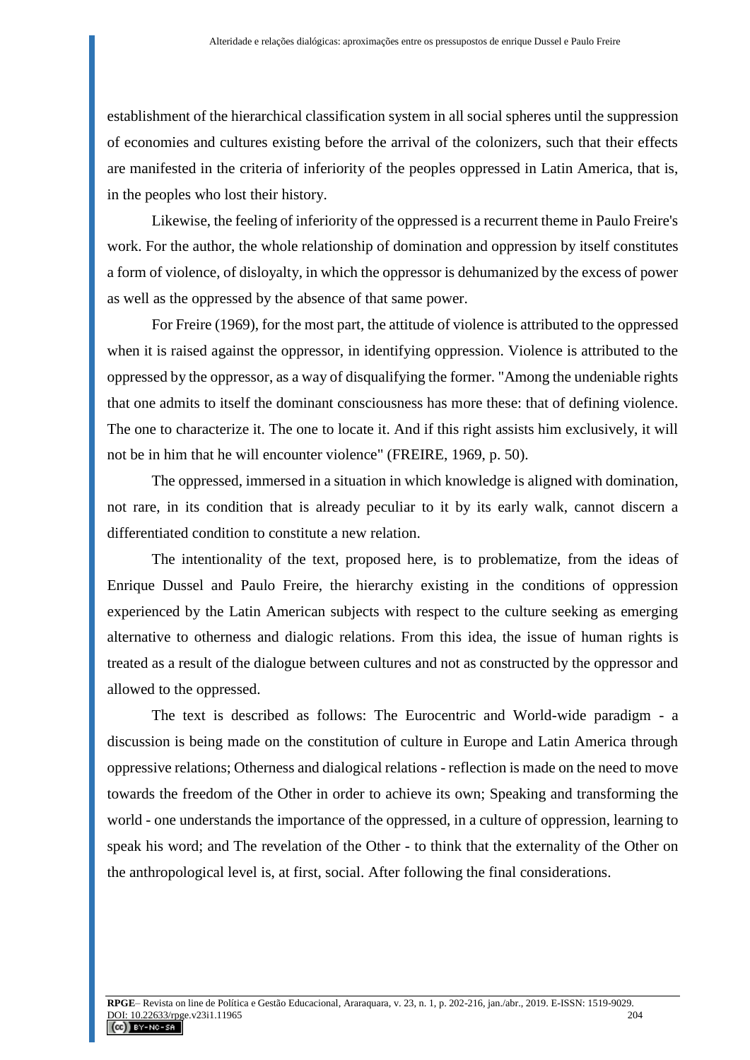establishment of the hierarchical classification system in all social spheres until the suppression of economies and cultures existing before the arrival of the colonizers, such that their effects are manifested in the criteria of inferiority of the peoples oppressed in Latin America, that is, in the peoples who lost their history.

Likewise, the feeling of inferiority of the oppressed is a recurrent theme in Paulo Freire's work. For the author, the whole relationship of domination and oppression by itself constitutes a form of violence, of disloyalty, in which the oppressor is dehumanized by the excess of power as well as the oppressed by the absence of that same power.

For Freire (1969), for the most part, the attitude of violence is attributed to the oppressed when it is raised against the oppressor, in identifying oppression. Violence is attributed to the oppressed by the oppressor, as a way of disqualifying the former. "Among the undeniable rights that one admits to itself the dominant consciousness has more these: that of defining violence. The one to characterize it. The one to locate it. And if this right assists him exclusively, it will not be in him that he will encounter violence" (FREIRE, 1969, p. 50).

The oppressed, immersed in a situation in which knowledge is aligned with domination, not rare, in its condition that is already peculiar to it by its early walk, cannot discern a differentiated condition to constitute a new relation.

The intentionality of the text, proposed here, is to problematize, from the ideas of Enrique Dussel and Paulo Freire, the hierarchy existing in the conditions of oppression experienced by the Latin American subjects with respect to the culture seeking as emerging alternative to otherness and dialogic relations. From this idea, the issue of human rights is treated as a result of the dialogue between cultures and not as constructed by the oppressor and allowed to the oppressed.

The text is described as follows: The Eurocentric and World-wide paradigm - a discussion is being made on the constitution of culture in Europe and Latin America through oppressive relations; Otherness and dialogical relations - reflection is made on the need to move towards the freedom of the Other in order to achieve its own; Speaking and transforming the world - one understands the importance of the oppressed, in a culture of oppression, learning to speak his word; and The revelation of the Other - to think that the externality of the Other on the anthropological level is, at first, social. After following the final considerations.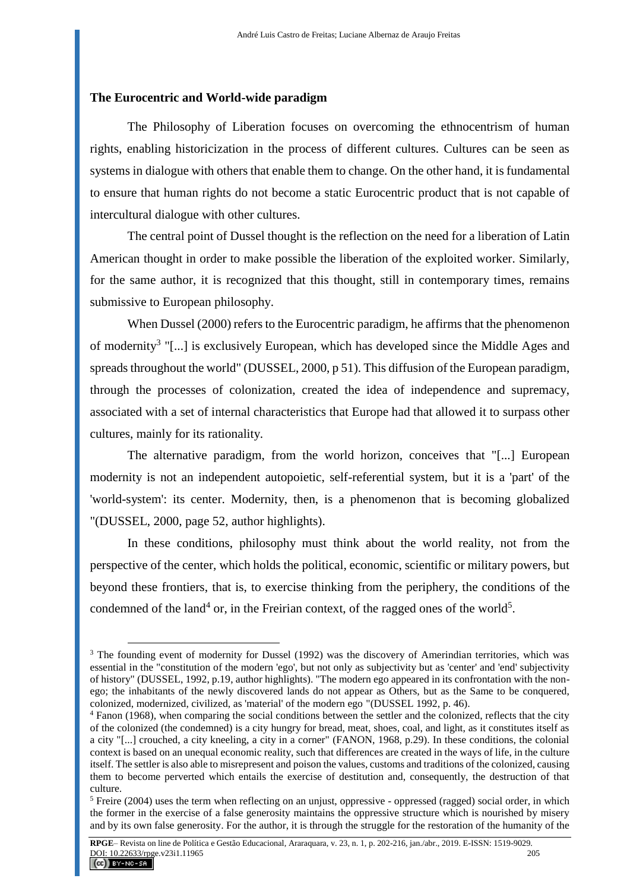## The Eurocentric and World-wide paradigm

The Philosophy of Liberation focuses on overcoming the ethnocentrism of human rights, enabling historicization in the process of different cultures. Cultures can be seen as systems in dialogue with others that enable them to change. On the other hand, it is fundamental to ensure that human rights do not become a static Eurocentric product that is not capable of intercultural dialogue with other cultures.

The central point of Dussel thought is the reflection on the need for a liberation of Latin American thought in order to make possible the liberation of the exploited worker. Similarly, for the same author, it is recognized that this thought, still in contemporary times, remains submissive to European philosophy.

When Dussel (2000) refers to the Eurocentric paradigm, he affirms that the phenomenon of modernity[3] "[...] is exclusively European, which has developed since the Middle Ages and spreads throughout the world" (DUSSEL, 2000, p 51). This diffusion of the European paradigm, through the processes of colonization, created the idea of independence and supremacy, associated with a set of internal characteristics that Europe had that allowed it to surpass other cultures, mainly for its rationality.

The alternative paradigm, from the world horizon, conceives that "[...] European modernity is not an independent autopoietic, self-referential system, but it is a 'part' of the 'world-system': its center. Modernity, then, is a phenomenon that is becoming globalized "(DUSSEL, 2000, page 52, author highlights).

In these conditions, philosophy must think about the world reality, not from the perspective of the center, which holds the political, economic, scientific or military powers, but beyond these frontiers, that is, to exercise thinking from the periphery, the conditions of the condemned of the land[4] or, in the Freirian context, of the ragged ones of the world[5].

---

[3] The founding event of modernity for Dussel (1992) was the discovery of Amerindian territories, which was essential in the "constitution of the modern 'ego', but not only as subjectivity but as 'center' and 'end' subjectivity of history" (DUSSEL, 1992, p.19, author highlights). "The modern ego appeared in its confrontation with the non-ego; the inhabitants of the newly discovered lands do not appear as Others, but as the Same to be conquered, colonized, modernized, civilized, as 'material' of the modern ego "(DUSSEL 1992, p. 46).

[4] Fanon (1968), when comparing the social conditions between the settler and the colonized, reflects that the city of the colonized (the condemned) is a city hungry for bread, meat, shoes, coal, and light, as it constitutes itself as a city "[...] crouched, a city kneeling, a city in a corner" (FANON, 1968, p.29). In these conditions, the colonial context is based on an unequal economic reality, such that differences are created in the ways of life, in the culture itself. The settler is also able to misrepresent and poison the values, customs and traditions of the colonized, causing them to become perverted which entails the exercise of destitution and, consequently, the destruction of that culture.

[5] Freire (2004) uses the term when reflecting on an unjust, oppressive - oppressed (ragged) social order, in which the former in the exercise of a false generosity maintains the oppressive structure which is nourished by misery and by its own false generosity. For the author, it is through the struggle for the restoration of the humanity of the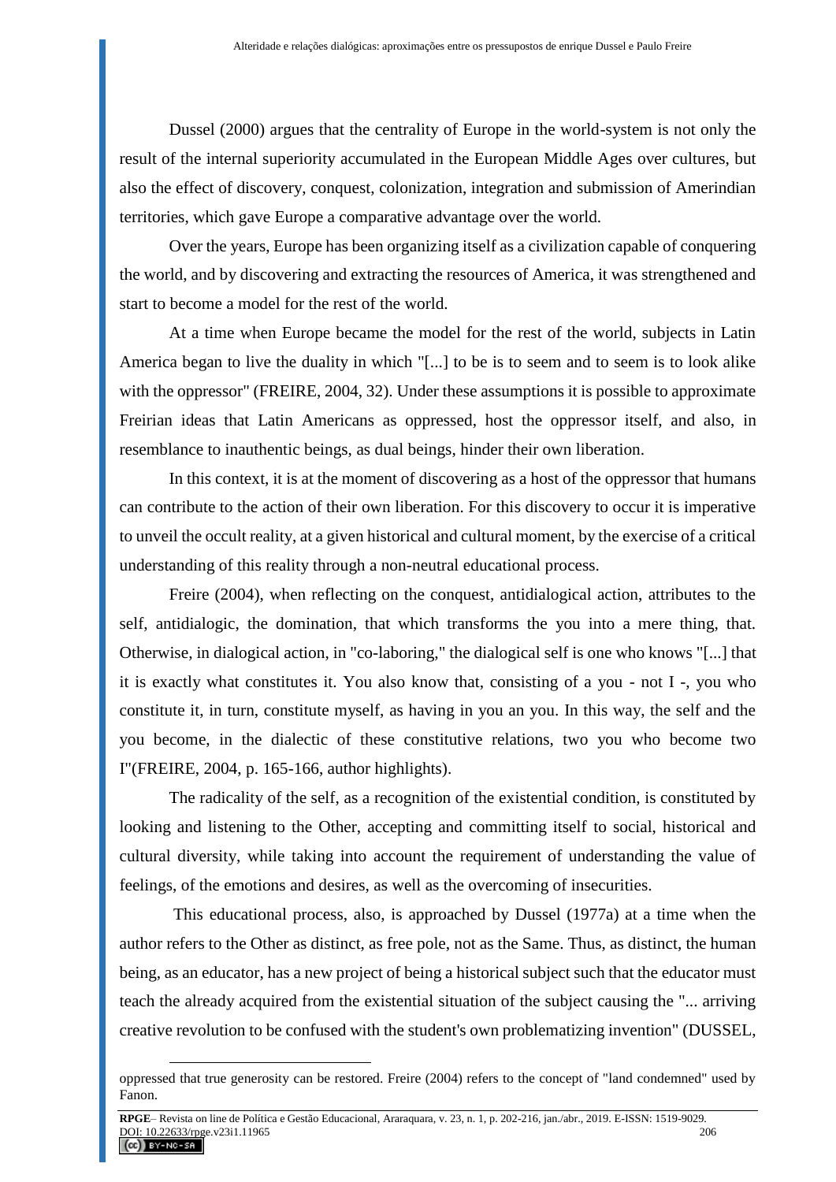Dussel (2000) argues that the centrality of Europe in the world-system is not only the result of the internal superiority accumulated in the European Middle Ages over cultures, but also the effect of discovery, conquest, colonization, integration and submission of Amerindian territories, which gave Europe a comparative advantage over the world.

Over the years, Europe has been organizing itself as a civilization capable of conquering the world, and by discovering and extracting the resources of America, it was strengthened and start to become a model for the rest of the world.

At a time when Europe became the model for the rest of the world, subjects in Latin America began to live the duality in which "[...] to be is to seem and to seem is to look alike with the oppressor" (FREIRE, 2004, 32). Under these assumptions it is possible to approximate Freirian ideas that Latin Americans as oppressed, host the oppressor itself, and also, in resemblance to inauthentic beings, as dual beings, hinder their own liberation.

In this context, it is at the moment of discovering as a host of the oppressor that humans can contribute to the action of their own liberation. For this discovery to occur it is imperative to unveil the occult reality, at a given historical and cultural moment, by the exercise of a critical understanding of this reality through a non-neutral educational process.

Freire (2004), when reflecting on the conquest, antidialogical action, attributes to the self, antidialogic, the domination, that which transforms the you into a mere thing, that. Otherwise, in dialogical action, in "co-laboring," the dialogical self is one who knows "[...] that it is exactly what constitutes it. You also know that, consisting of a you - not I -, you who constitute it, in turn, constitute myself, as having in you an you. In this way, the self and the you become, in the dialectic of these constitutive relations, two you who become two I"(FREIRE, 2004, p. 165-166, author highlights).

The radicality of the self, as a recognition of the existential condition, is constituted by looking and listening to the Other, accepting and committing itself to social, historical and cultural diversity, while taking into account the requirement of understanding the value of feelings, of the emotions and desires, as well as the overcoming of insecurities.

This educational process, also, is approached by Dussel (1977a) at a time when the author refers to the Other as distinct, as free pole, not as the Same. Thus, as distinct, the human being, as an educator, has a new project of being a historical subject such that the educator must teach the already acquired from the existential situation of the subject causing the "... arriving creative revolution to be confused with the student's own problematizing invention" (DUSSEL,

---

oppressed that true generosity can be restored. Freire (2004) refers to the concept of "land condemned" used by Fanon.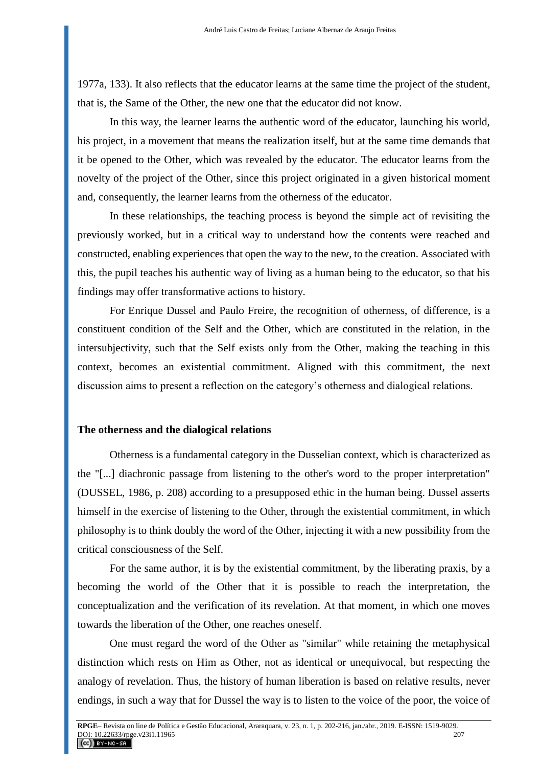1977a, 133). It also reflects that the educator learns at the same time the project of the student, that is, the Same of the Other, the new one that the educator did not know.

In this way, the learner learns the authentic word of the educator, launching his world, his project, in a movement that means the realization itself, but at the same time demands that it be opened to the Other, which was revealed by the educator. The educator learns from the novelty of the project of the Other, since this project originated in a given historical moment and, consequently, the learner learns from the otherness of the educator.

In these relationships, the teaching process is beyond the simple act of revisiting the previously worked, but in a critical way to understand how the contents were reached and constructed, enabling experiences that open the way to the new, to the creation. Associated with this, the pupil teaches his authentic way of living as a human being to the educator, so that his findings may offer transformative actions to history.

For Enrique Dussel and Paulo Freire, the recognition of otherness, of difference, is a constituent condition of the Self and the Other, which are constituted in the relation, in the intersubjectivity, such that the Self exists only from the Other, making the teaching in this context, becomes an existential commitment. Aligned with this commitment, the next discussion aims to present a reflection on the category's otherness and dialogical relations.

## The otherness and the dialogical relations

Otherness is a fundamental category in the Dusselian context, which is characterized as the "[...] diachronic passage from listening to the other's word to the proper interpretation" (DUSSEL, 1986, p. 208) according to a presupposed ethic in the human being. Dussel asserts himself in the exercise of listening to the Other, through the existential commitment, in which philosophy is to think doubly the word of the Other, injecting it with a new possibility from the critical consciousness of the Self.

For the same author, it is by the existential commitment, by the liberating praxis, by a becoming the world of the Other that it is possible to reach the interpretation, the conceptualization and the verification of its revelation. At that moment, in which one moves towards the liberation of the Other, one reaches oneself.

One must regard the word of the Other as "similar" while retaining the metaphysical distinction which rests on Him as Other, not as identical or unequivocal, but respecting the analogy of revelation. Thus, the history of human liberation is based on relative results, never endings, in such a way that for Dussel the way is to listen to the voice of the poor, the voice of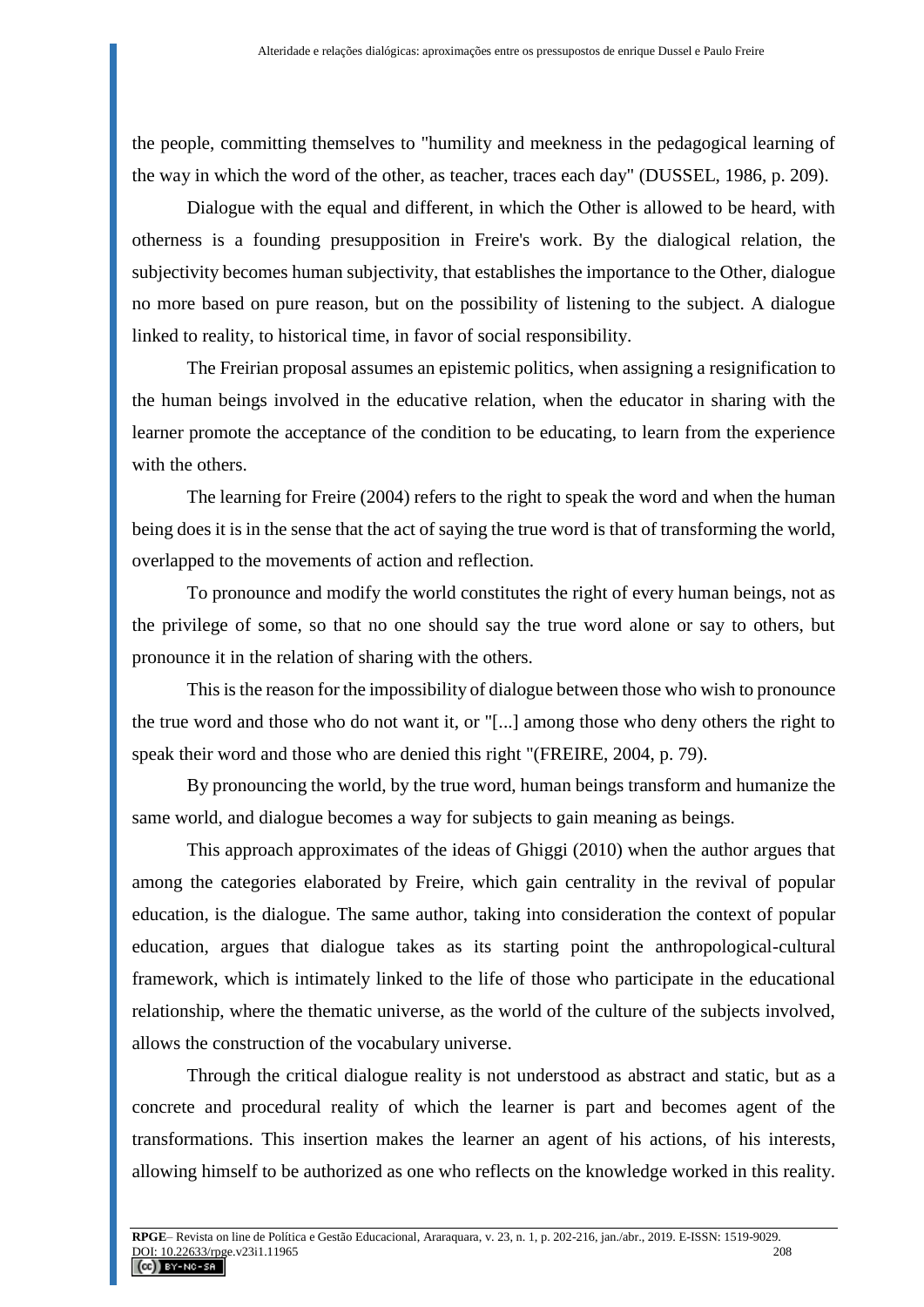the people, committing themselves to "humility and meekness in the pedagogical learning of the way in which the word of the other, as teacher, traces each day" (DUSSEL, 1986, p. 209).

Dialogue with the equal and different, in which the Other is allowed to be heard, with otherness is a founding presupposition in Freire's work. By the dialogical relation, the subjectivity becomes human subjectivity, that establishes the importance to the Other, dialogue no more based on pure reason, but on the possibility of listening to the subject. A dialogue linked to reality, to historical time, in favor of social responsibility.

The Freirian proposal assumes an epistemic politics, when assigning a resignification to the human beings involved in the educative relation, when the educator in sharing with the learner promote the acceptance of the condition to be educating, to learn from the experience with the others.

The learning for Freire (2004) refers to the right to speak the word and when the human being does it is in the sense that the act of saying the true word is that of transforming the world, overlapped to the movements of action and reflection.

To pronounce and modify the world constitutes the right of every human beings, not as the privilege of some, so that no one should say the true word alone or say to others, but pronounce it in the relation of sharing with the others.

This is the reason for the impossibility of dialogue between those who wish to pronounce the true word and those who do not want it, or "[...] among those who deny others the right to speak their word and those who are denied this right "(FREIRE, 2004, p. 79).

By pronouncing the world, by the true word, human beings transform and humanize the same world, and dialogue becomes a way for subjects to gain meaning as beings.

This approach approximates of the ideas of Ghiggi (2010) when the author argues that among the categories elaborated by Freire, which gain centrality in the revival of popular education, is the dialogue. The same author, taking into consideration the context of popular education, argues that dialogue takes as its starting point the anthropological-cultural framework, which is intimately linked to the life of those who participate in the educational relationship, where the thematic universe, as the world of the culture of the subjects involved, allows the construction of the vocabulary universe.

Through the critical dialogue reality is not understood as abstract and static, but as a concrete and procedural reality of which the learner is part and becomes agent of the transformations. This insertion makes the learner an agent of his actions, of his interests, allowing himself to be authorized as one who reflects on the knowledge worked in this reality.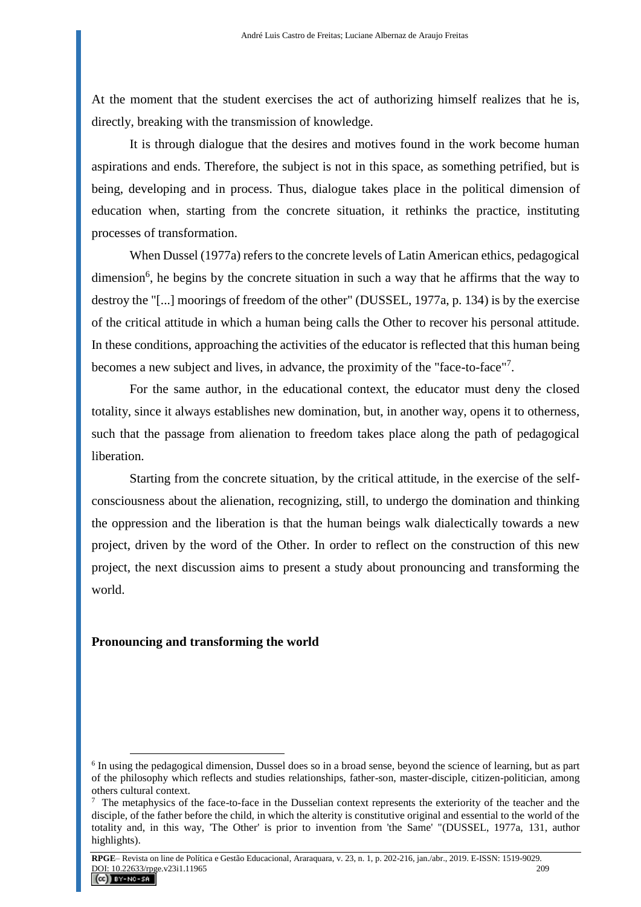At the moment that the student exercises the act of authorizing himself realizes that he is, directly, breaking with the transmission of knowledge.

It is through dialogue that the desires and motives found in the work become human aspirations and ends. Therefore, the subject is not in this space, as something petrified, but is being, developing and in process. Thus, dialogue takes place in the political dimension of education when, starting from the concrete situation, it rethinks the practice, instituting processes of transformation.

When Dussel (1977a) refers to the concrete levels of Latin American ethics, pedagogical dimension[6], he begins by the concrete situation in such a way that he affirms that the way to destroy the "[...] moorings of freedom of the other" (DUSSEL, 1977a, p. 134) is by the exercise of the critical attitude in which a human being calls the Other to recover his personal attitude. In these conditions, approaching the activities of the educator is reflected that this human being becomes a new subject and lives, in advance, the proximity of the "face-to-face"[7].

For the same author, in the educational context, the educator must deny the closed totality, since it always establishes new domination, but, in another way, opens it to otherness, such that the passage from alienation to freedom takes place along the path of pedagogical liberation.

Starting from the concrete situation, by the critical attitude, in the exercise of the self-consciousness about the alienation, recognizing, still, to undergo the domination and thinking the oppression and the liberation is that the human beings walk dialectically towards a new project, driven by the word of the Other. In order to reflect on the construction of this new project, the next discussion aims to present a study about pronouncing and transforming the world.

## Pronouncing and transforming the world

---

[6] In using the pedagogical dimension, Dussel does so in a broad sense, beyond the science of learning, but as part of the philosophy which reflects and studies relationships, father-son, master-disciple, citizen-politician, among others cultural context.

[7] The metaphysics of the face-to-face in the Dusselian context represents the exteriority of the teacher and the disciple, of the father before the child, in which the alterity is constitutive original and essential to the world of the totality and, in this way, 'The Other' is prior to invention from 'the Same' "(DUSSEL, 1977a, 131, author highlights).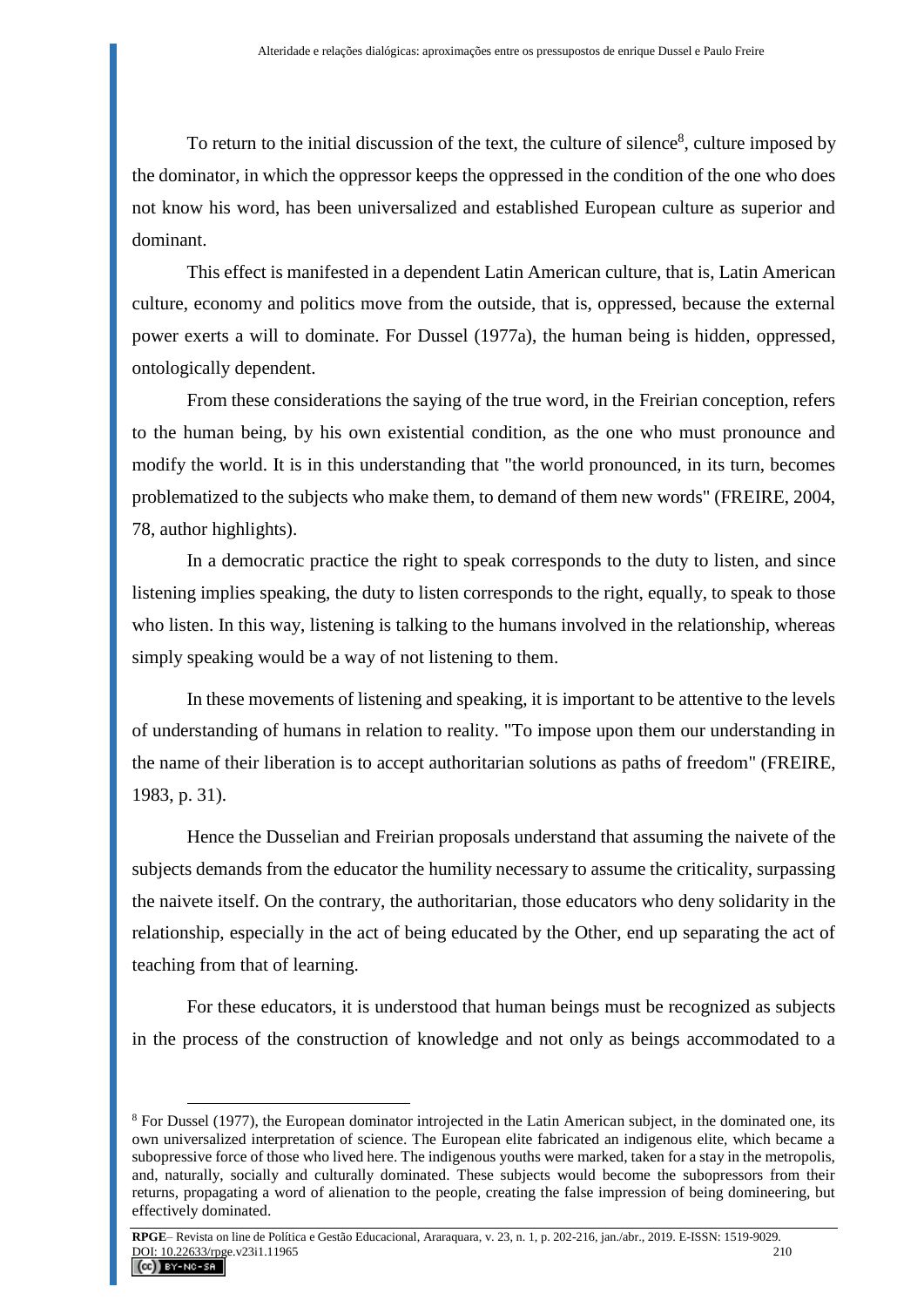To return to the initial discussion of the text, the culture of silence[8], culture imposed by the dominator, in which the oppressor keeps the oppressed in the condition of the one who does not know his word, has been universalized and established European culture as superior and dominant.

This effect is manifested in a dependent Latin American culture, that is, Latin American culture, economy and politics move from the outside, that is, oppressed, because the external power exerts a will to dominate. For Dussel (1977a), the human being is hidden, oppressed, ontologically dependent.

From these considerations the saying of the true word, in the Freirian conception, refers to the human being, by his own existential condition, as the one who must pronounce and modify the world. It is in this understanding that "the world pronounced, in its turn, becomes problematized to the subjects who make them, to demand of them new words" (FREIRE, 2004, 78, author highlights).

In a democratic practice the right to speak corresponds to the duty to listen, and since listening implies speaking, the duty to listen corresponds to the right, equally, to speak to those who listen. In this way, listening is talking to the humans involved in the relationship, whereas simply speaking would be a way of not listening to them.

In these movements of listening and speaking, it is important to be attentive to the levels of understanding of humans in relation to reality. "To impose upon them our understanding in the name of their liberation is to accept authoritarian solutions as paths of freedom" (FREIRE, 1983, p. 31).

Hence the Dusselian and Freirian proposals understand that assuming the naivete of the subjects demands from the educator the humility necessary to assume the criticality, surpassing the naivete itself. On the contrary, the authoritarian, those educators who deny solidarity in the relationship, especially in the act of being educated by the Other, end up separating the act of teaching from that of learning.

For these educators, it is understood that human beings must be recognized as subjects in the process of the construction of knowledge and not only as beings accommodated to a

---

[8] For Dussel (1977), the European dominator introjected in the Latin American subject, in the dominated one, its own universalized interpretation of science. The European elite fabricated an indigenous elite, which became a subopressive force of those who lived here. The indigenous youths were marked, taken for a stay in the metropolis, and, naturally, socially and culturally dominated. These subjects would become the subopressors from their returns, propagating a word of alienation to the people, creating the false impression of being domineering, but effectively dominated.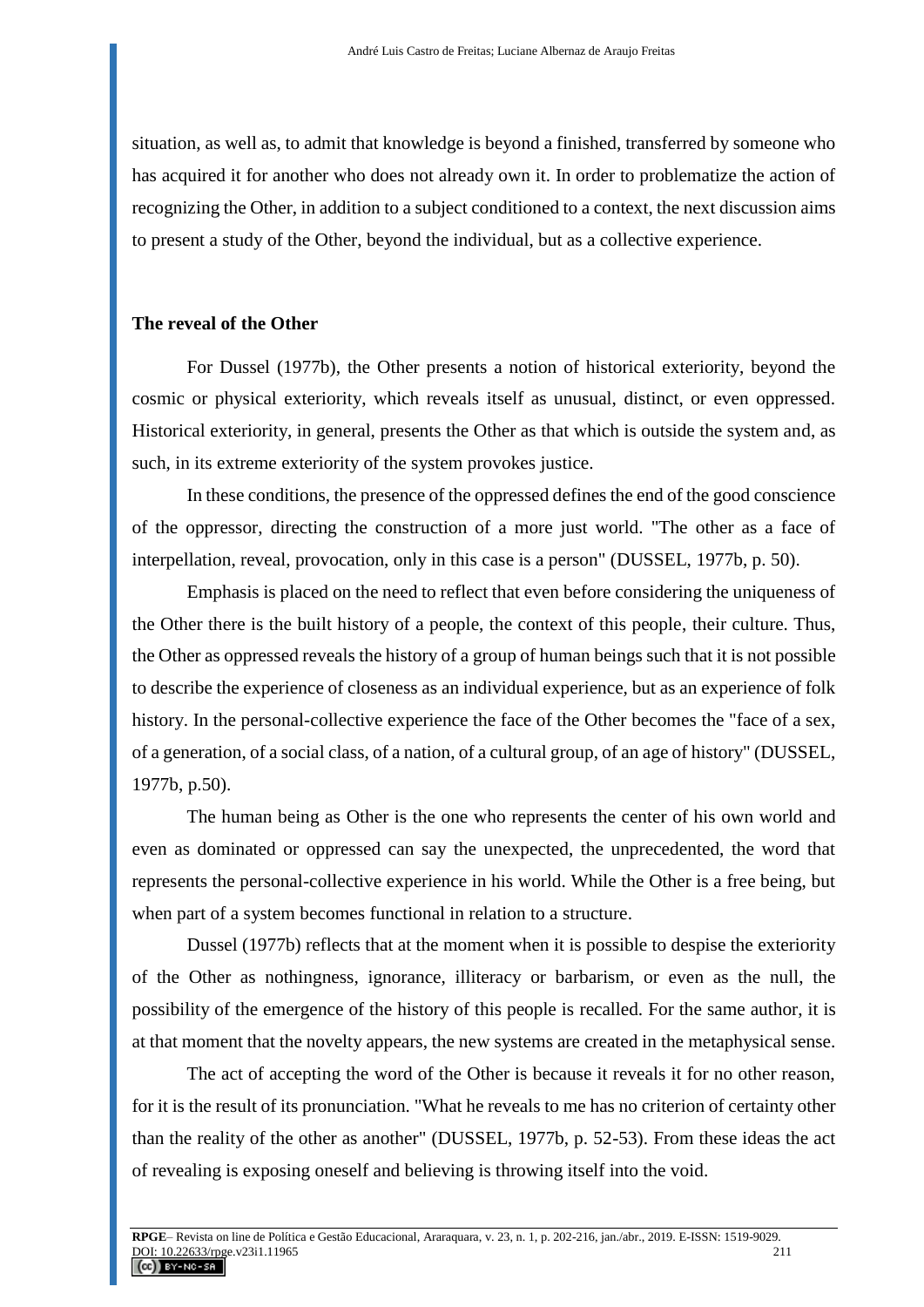situation, as well as, to admit that knowledge is beyond a finished, transferred by someone who has acquired it for another who does not already own it. In order to problematize the action of recognizing the Other, in addition to a subject conditioned to a context, the next discussion aims to present a study of the Other, beyond the individual, but as a collective experience.

## The reveal of the Other

For Dussel (1977b), the Other presents a notion of historical exteriority, beyond the cosmic or physical exteriority, which reveals itself as unusual, distinct, or even oppressed. Historical exteriority, in general, presents the Other as that which is outside the system and, as such, in its extreme exteriority of the system provokes justice.

In these conditions, the presence of the oppressed defines the end of the good conscience of the oppressor, directing the construction of a more just world. "The other as a face of interpellation, reveal, provocation, only in this case is a person" (DUSSEL, 1977b, p. 50).

Emphasis is placed on the need to reflect that even before considering the uniqueness of the Other there is the built history of a people, the context of this people, their culture. Thus, the Other as oppressed reveals the history of a group of human beings such that it is not possible to describe the experience of closeness as an individual experience, but as an experience of folk history. In the personal-collective experience the face of the Other becomes the "face of a sex, of a generation, of a social class, of a nation, of a cultural group, of an age of history" (DUSSEL, 1977b, p.50).

The human being as Other is the one who represents the center of his own world and even as dominated or oppressed can say the unexpected, the unprecedented, the word that represents the personal-collective experience in his world. While the Other is a free being, but when part of a system becomes functional in relation to a structure.

Dussel (1977b) reflects that at the moment when it is possible to despise the exteriority of the Other as nothingness, ignorance, illiteracy or barbarism, or even as the null, the possibility of the emergence of the history of this people is recalled. For the same author, it is at that moment that the novelty appears, the new systems are created in the metaphysical sense.

The act of accepting the word of the Other is because it reveals it for no other reason, for it is the result of its pronunciation. "What he reveals to me has no criterion of certainty other than the reality of the other as another" (DUSSEL, 1977b, p. 52-53). From these ideas the act of revealing is exposing oneself and believing is throwing itself into the void.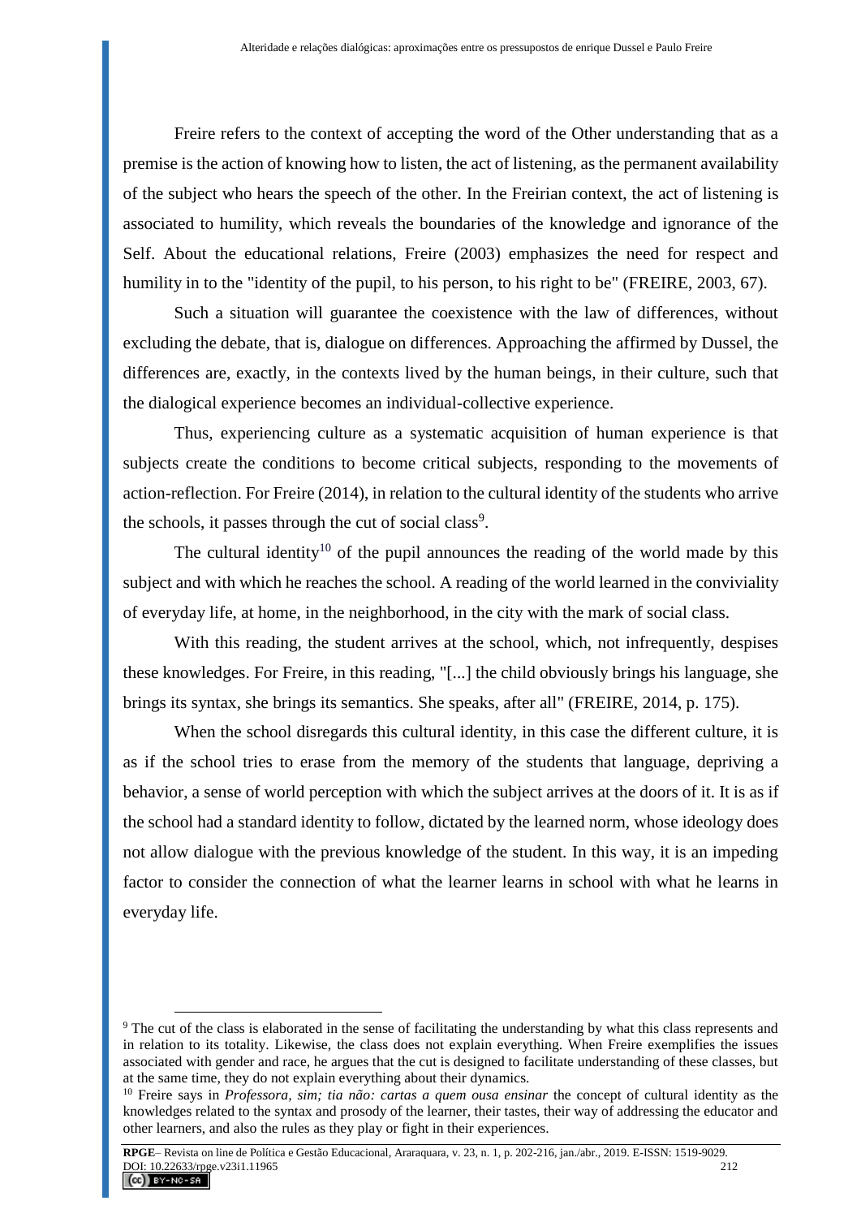Freire refers to the context of accepting the word of the Other understanding that as a premise is the action of knowing how to listen, the act of listening, as the permanent availability of the subject who hears the speech of the other. In the Freirian context, the act of listening is associated to humility, which reveals the boundaries of the knowledge and ignorance of the Self. About the educational relations, Freire (2003) emphasizes the need for respect and humility in to the "identity of the pupil, to his person, to his right to be" (FREIRE, 2003, 67).

Such a situation will guarantee the coexistence with the law of differences, without excluding the debate, that is, dialogue on differences. Approaching the affirmed by Dussel, the differences are, exactly, in the contexts lived by the human beings, in their culture, such that the dialogical experience becomes an individual-collective experience.

Thus, experiencing culture as a systematic acquisition of human experience is that subjects create the conditions to become critical subjects, responding to the movements of action-reflection. For Freire (2014), in relation to the cultural identity of the students who arrive the schools, it passes through the cut of social class[9].

The cultural identity[10] of the pupil announces the reading of the world made by this subject and with which he reaches the school. A reading of the world learned in the conviviality of everyday life, at home, in the neighborhood, in the city with the mark of social class.

With this reading, the student arrives at the school, which, not infrequently, despises these knowledges. For Freire, in this reading, "[...] the child obviously brings his language, she brings its syntax, she brings its semantics. She speaks, after all" (FREIRE, 2014, p. 175).

When the school disregards this cultural identity, in this case the different culture, it is as if the school tries to erase from the memory of the students that language, depriving a behavior, a sense of world perception with which the subject arrives at the doors of it. It is as if the school had a standard identity to follow, dictated by the learned norm, whose ideology does not allow dialogue with the previous knowledge of the student. In this way, it is an impeding factor to consider the connection of what the learner learns in school with what he learns in everyday life.

---

[9] The cut of the class is elaborated in the sense of facilitating the understanding by what this class represents and in relation to its totality. Likewise, the class does not explain everything. When Freire exemplifies the issues associated with gender and race, he argues that the cut is designed to facilitate understanding of these classes, but at the same time, they do not explain everything about their dynamics.

[10] Freire says in *Professora, sim; tia não: cartas a quem ousa ensinar* the concept of cultural identity as the knowledges related to the syntax and prosody of the learner, their tastes, their way of addressing the educator and other learners, and also the rules as they play or fight in their experiences.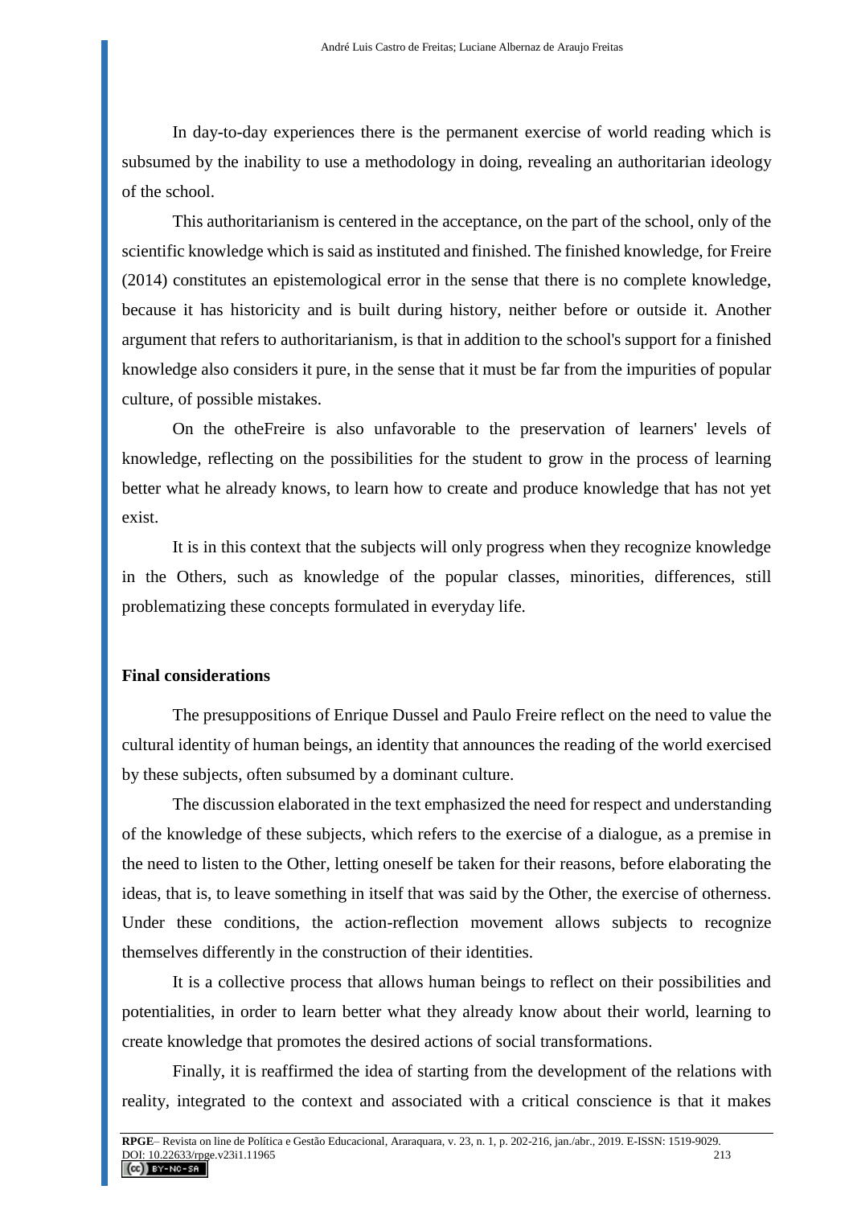In day-to-day experiences there is the permanent exercise of world reading which is subsumed by the inability to use a methodology in doing, revealing an authoritarian ideology of the school.

This authoritarianism is centered in the acceptance, on the part of the school, only of the scientific knowledge which is said as instituted and finished. The finished knowledge, for Freire (2014) constitutes an epistemological error in the sense that there is no complete knowledge, because it has historicity and is built during history, neither before or outside it. Another argument that refers to authoritarianism, is that in addition to the school's support for a finished knowledge also considers it pure, in the sense that it must be far from the impurities of popular culture, of possible mistakes.

On the otheFreire is also unfavorable to the preservation of learners' levels of knowledge, reflecting on the possibilities for the student to grow in the process of learning better what he already knows, to learn how to create and produce knowledge that has not yet exist.

It is in this context that the subjects will only progress when they recognize knowledge in the Others, such as knowledge of the popular classes, minorities, differences, still problematizing these concepts formulated in everyday life.

## Final considerations

The presuppositions of Enrique Dussel and Paulo Freire reflect on the need to value the cultural identity of human beings, an identity that announces the reading of the world exercised by these subjects, often subsumed by a dominant culture.

The discussion elaborated in the text emphasized the need for respect and understanding of the knowledge of these subjects, which refers to the exercise of a dialogue, as a premise in the need to listen to the Other, letting oneself be taken for their reasons, before elaborating the ideas, that is, to leave something in itself that was said by the Other, the exercise of otherness. Under these conditions, the action-reflection movement allows subjects to recognize themselves differently in the construction of their identities.

It is a collective process that allows human beings to reflect on their possibilities and potentialities, in order to learn better what they already know about their world, learning to create knowledge that promotes the desired actions of social transformations.

Finally, it is reaffirmed the idea of starting from the development of the relations with reality, integrated to the context and associated with a critical conscience is that it makes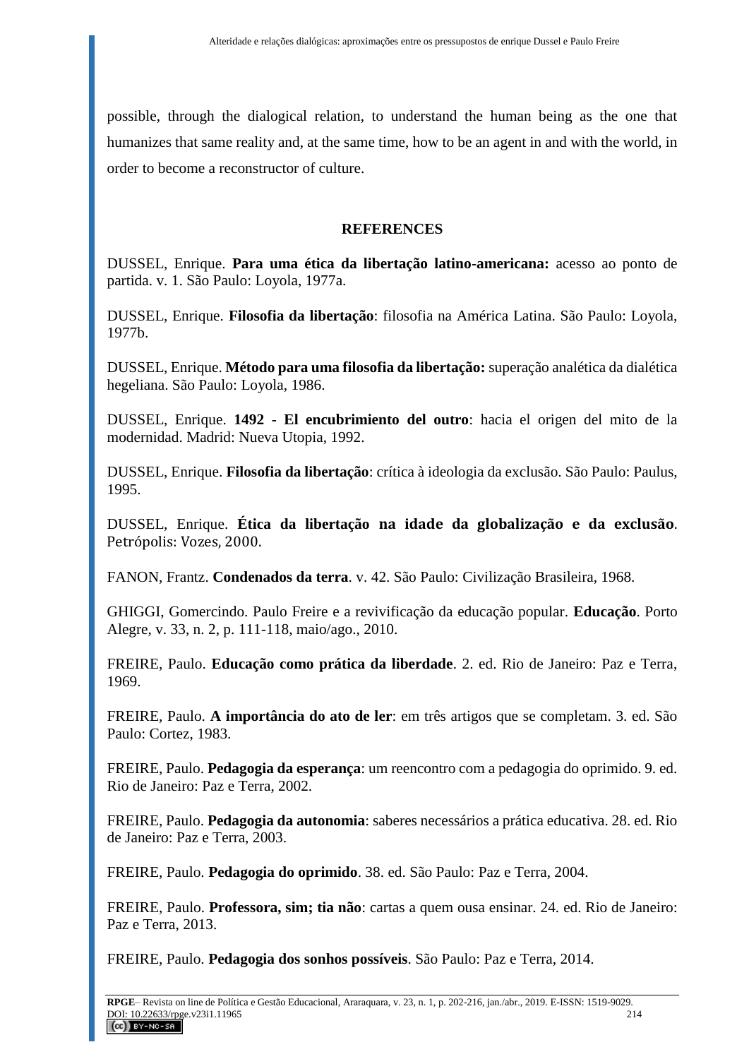possible, through the dialogical relation, to understand the human being as the one that humanizes that same reality and, at the same time, how to be an agent in and with the world, in order to become a reconstructor of culture.

## REFERENCES

DUSSEL, Enrique. **Para uma ética da libertação latino-americana:** acesso ao ponto de partida. v. 1. São Paulo: Loyola, 1977a.

DUSSEL, Enrique. **Filosofia da libertação**: filosofia na América Latina. São Paulo: Loyola, 1977b.

DUSSEL, Enrique. **Método para uma filosofia da libertação:** superação analética da dialética hegeliana. São Paulo: Loyola, 1986.

DUSSEL, Enrique. **1492 - El encubrimiento del outro**: hacia el origen del mito de la modernidad. Madrid: Nueva Utopia, 1992.

DUSSEL, Enrique. **Filosofia da libertação**: crítica à ideologia da exclusão. São Paulo: Paulus, 1995.

DUSSEL, Enrique. **Ética da libertação na idade da globalização e da exclusão**. Petrópolis: Vozes, 2000.

FANON, Frantz. **Condenados da terra**. v. 42. São Paulo: Civilização Brasileira, 1968.

GHIGGI, Gomercindo. Paulo Freire e a revivificação da educação popular. **Educação**. Porto Alegre, v. 33, n. 2, p. 111-118, maio/ago., 2010.

FREIRE, Paulo. **Educação como prática da liberdade**. 2. ed. Rio de Janeiro: Paz e Terra, 1969.

FREIRE, Paulo. **A importância do ato de ler**: em três artigos que se completam. 3. ed. São Paulo: Cortez, 1983.

FREIRE, Paulo. **Pedagogia da esperança**: um reencontro com a pedagogia do oprimido. 9. ed. Rio de Janeiro: Paz e Terra, 2002.

FREIRE, Paulo. **Pedagogia da autonomia**: saberes necessários a prática educativa. 28. ed. Rio de Janeiro: Paz e Terra, 2003.

FREIRE, Paulo. **Pedagogia do oprimido**. 38. ed. São Paulo: Paz e Terra, 2004.

FREIRE, Paulo. **Professora, sim; tia não**: cartas a quem ousa ensinar. 24. ed. Rio de Janeiro: Paz e Terra, 2013.

FREIRE, Paulo. **Pedagogia dos sonhos possíveis**. São Paulo: Paz e Terra, 2014.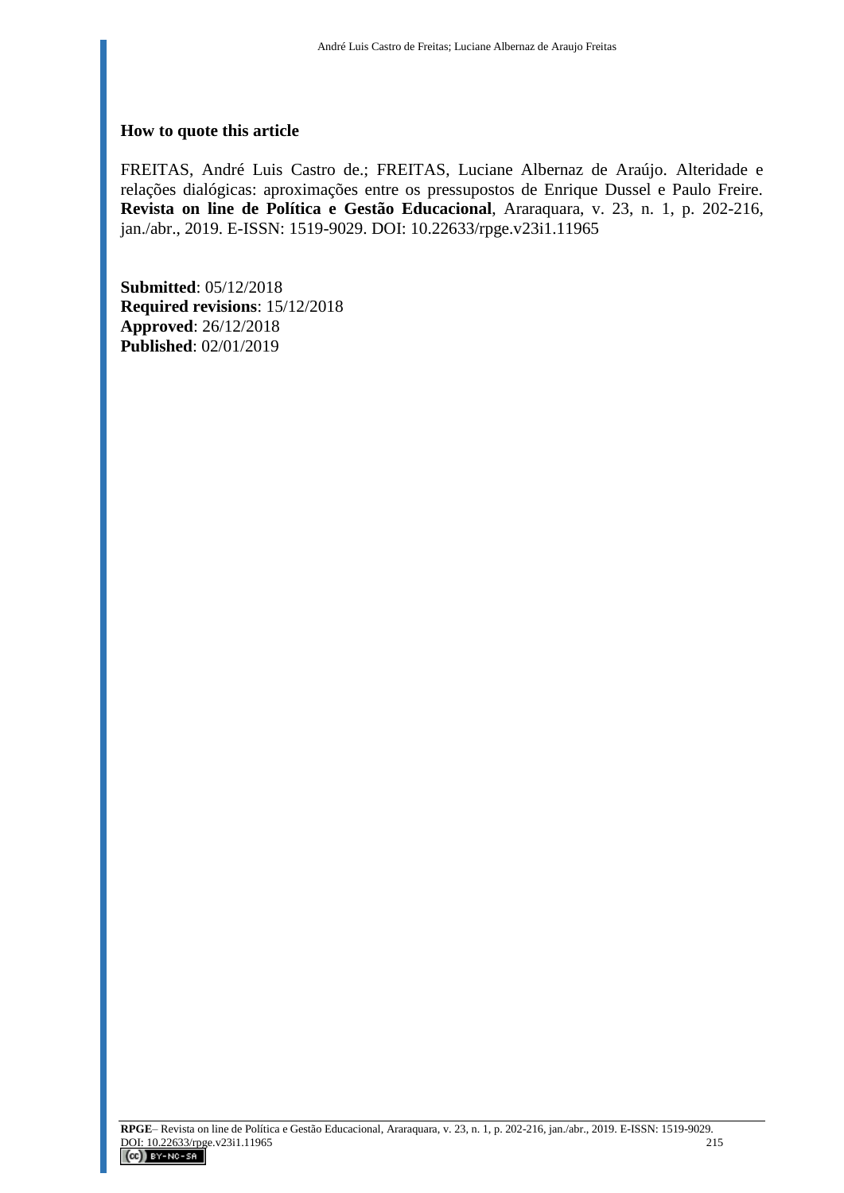**How to quote this article**

FREITAS, André Luis Castro de.; FREITAS, Luciane Albernaz de Araújo. Alteridade e relações dialógicas: aproximações entre os pressupostos de Enrique Dussel e Paulo Freire. **Revista on line de Política e Gestão Educacional**, Araraquara, v. 23, n. 1, p. 202-216, jan./abr., 2019. E-ISSN: 1519-9029. DOI: 10.22633/rpge.v23i1.11965

**Submitted**: 05/12/2018
**Required revisions**: 15/12/2018
**Approved**: 26/12/2018
**Published**: 02/01/2019